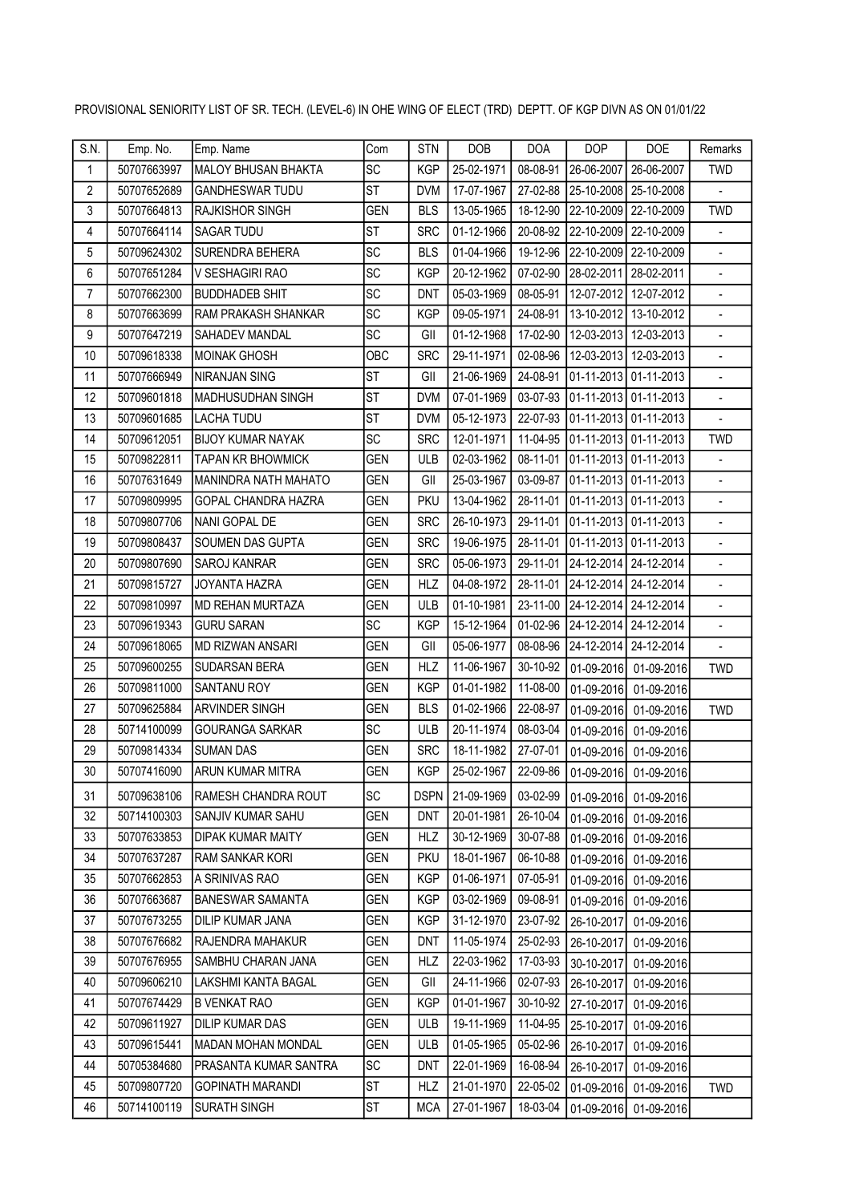PROVISIONAL SENIORITY LIST OF SR. TECH. (LEVEL-6) IN OHE WING OF ELECT (TRD) DEPTT. OF KGP DIVN AS ON 01/01/22

| S.N. | Emp. No. | Emp. Name | Com | STN | DOB | DOA | DOP | DOE | Remarks |
|---|---|---|---|---|---|---|---|---|---|
| 1 | 50707663997 | MALOY BHUSAN BHAKTA | SC | KGP | 25-02-1971 | 08-08-91 | 26-06-2007 | 26-06-2007 | TWD |
| 2 | 50707652689 | GANDHESWAR TUDU | ST | DVM | 17-07-1967 | 27-02-88 | 25-10-2008 | 25-10-2008 | - |
| 3 | 50707664813 | RAJKISHOR SINGH | GEN | BLS | 13-05-1965 | 18-12-90 | 22-10-2009 | 22-10-2009 | TWD |
| 4 | 50707664114 | SAGAR TUDU | ST | SRC | 01-12-1966 | 20-08-92 | 22-10-2009 | 22-10-2009 | - |
| 5 | 50709624302 | SURENDRA BEHERA | SC | BLS | 01-04-1966 | 19-12-96 | 22-10-2009 | 22-10-2009 | - |
| 6 | 50707651284 | V SESHAGIRI RAO | SC | KGP | 20-12-1962 | 07-02-90 | 28-02-2011 | 28-02-2011 | - |
| 7 | 50707662300 | BUDDHADEB SHIT | SC | DNT | 05-03-1969 | 08-05-91 | 12-07-2012 | 12-07-2012 | - |
| 8 | 50707663699 | RAM PRAKASH SHANKAR | SC | KGP | 09-05-1971 | 24-08-91 | 13-10-2012 | 13-10-2012 | - |
| 9 | 50707647219 | SAHADEV MANDAL | SC | GII | 01-12-1968 | 17-02-90 | 12-03-2013 | 12-03-2013 | - |
| 10 | 50709618338 | MOINAK GHOSH | OBC | SRC | 29-11-1971 | 02-08-96 | 12-03-2013 | 12-03-2013 | - |
| 11 | 50707666949 | NIRANJAN SING | ST | GII | 21-06-1969 | 24-08-91 | 01-11-2013 | 01-11-2013 | - |
| 12 | 50709601818 | MADHUSUDHAN SINGH | ST | DVM | 07-01-1969 | 03-07-93 | 01-11-2013 | 01-11-2013 | - |
| 13 | 50709601685 | LACHA TUDU | ST | DVM | 05-12-1973 | 22-07-93 | 01-11-2013 | 01-11-2013 | - |
| 14 | 50709612051 | BIJOY KUMAR NAYAK | SC | SRC | 12-01-1971 | 11-04-95 | 01-11-2013 | 01-11-2013 | TWD |
| 15 | 50709822811 | TAPAN KR BHOWMICK | GEN | ULB | 02-03-1962 | 08-11-01 | 01-11-2013 | 01-11-2013 | - |
| 16 | 50707631649 | MANINDRA NATH MAHATO | GEN | GII | 25-03-1967 | 03-09-87 | 01-11-2013 | 01-11-2013 | - |
| 17 | 50709809995 | GOPAL CHANDRA HAZRA | GEN | PKU | 13-04-1962 | 28-11-01 | 01-11-2013 | 01-11-2013 | - |
| 18 | 50709807706 | NANI GOPAL DE | GEN | SRC | 26-10-1973 | 29-11-01 | 01-11-2013 | 01-11-2013 | - |
| 19 | 50709808437 | SOUMEN DAS GUPTA | GEN | SRC | 19-06-1975 | 28-11-01 | 01-11-2013 | 01-11-2013 | - |
| 20 | 50709807690 | SAROJ KANRAR | GEN | SRC | 05-06-1973 | 29-11-01 | 24-12-2014 | 24-12-2014 | - |
| 21 | 50709815727 | JOYANTA HAZRA | GEN | HLZ | 04-08-1972 | 28-11-01 | 24-12-2014 | 24-12-2014 | - |
| 22 | 50709810997 | MD REHAN MURTAZA | GEN | ULB | 01-10-1981 | 23-11-00 | 24-12-2014 | 24-12-2014 | - |
| 23 | 50709619343 | GURU SARAN | SC | KGP | 15-12-1964 | 01-02-96 | 24-12-2014 | 24-12-2014 | - |
| 24 | 50709618065 | MD RIZWAN ANSARI | GEN | GII | 05-06-1977 | 08-08-96 | 24-12-2014 | 24-12-2014 | - |
| 25 | 50709600255 | SUDARSAN BERA | GEN | HLZ | 11-06-1967 | 30-10-92 | 01-09-2016 | 01-09-2016 | TWD |
| 26 | 50709811000 | SANTANU ROY | GEN | KGP | 01-01-1982 | 11-08-00 | 01-09-2016 | 01-09-2016 | |
| 27 | 50709625884 | ARVINDER SINGH | GEN | BLS | 01-02-1966 | 22-08-97 | 01-09-2016 | 01-09-2016 | TWD |
| 28 | 50714100099 | GOURANGA SARKAR | SC | ULB | 20-11-1974 | 08-03-04 | 01-09-2016 | 01-09-2016 | |
| 29 | 50709814334 | SUMAN DAS | GEN | SRC | 18-11-1982 | 27-07-01 | 01-09-2016 | 01-09-2016 | |
| 30 | 50707416090 | ARUN KUMAR MITRA | GEN | KGP | 25-02-1967 | 22-09-86 | 01-09-2016 | 01-09-2016 | |
| 31 | 50709638106 | RAMESH CHANDRA ROUT | SC | DSPN | 21-09-1969 | 03-02-99 | 01-09-2016 | 01-09-2016 | |
| 32 | 50714100303 | SANJIV KUMAR SAHU | GEN | DNT | 20-01-1981 | 26-10-04 | 01-09-2016 | 01-09-2016 | |
| 33 | 50707633853 | DIPAK KUMAR MAITY | GEN | HLZ | 30-12-1969 | 30-07-88 | 01-09-2016 | 01-09-2016 | |
| 34 | 50707637287 | RAM SANKAR KORI | GEN | PKU | 18-01-1967 | 06-10-88 | 01-09-2016 | 01-09-2016 | |
| 35 | 50707662853 | A SRINIVAS RAO | GEN | KGP | 01-06-1971 | 07-05-91 | 01-09-2016 | 01-09-2016 | |
| 36 | 50707663687 | BANESWAR SAMANTA | GEN | KGP | 03-02-1969 | 09-08-91 | 01-09-2016 | 01-09-2016 | |
| 37 | 50707673255 | DILIP KUMAR JANA | GEN | KGP | 31-12-1970 | 23-07-92 | 26-10-2017 | 01-09-2016 | |
| 38 | 50707676682 | RAJENDRA MAHAKUR | GEN | DNT | 11-05-1974 | 25-02-93 | 26-10-2017 | 01-09-2016 | |
| 39 | 50707676955 | SAMBHU CHARAN JANA | GEN | HLZ | 22-03-1962 | 17-03-93 | 30-10-2017 | 01-09-2016 | |
| 40 | 50709606210 | LAKSHMI KANTA BAGAL | GEN | GII | 24-11-1966 | 02-07-93 | 26-10-2017 | 01-09-2016 | |
| 41 | 50707674429 | B VENKAT RAO | GEN | KGP | 01-01-1967 | 30-10-92 | 27-10-2017 | 01-09-2016 | |
| 42 | 50709611927 | DILIP KUMAR DAS | GEN | ULB | 19-11-1969 | 11-04-95 | 25-10-2017 | 01-09-2016 | |
| 43 | 50709615441 | MADAN MOHAN MONDAL | GEN | ULB | 01-05-1965 | 05-02-96 | 26-10-2017 | 01-09-2016 | |
| 44 | 50705384680 | PRASANTA KUMAR SANTRA | SC | DNT | 22-01-1969 | 16-08-94 | 26-10-2017 | 01-09-2016 | |
| 45 | 50709807720 | GOPINATH MARANDI | ST | HLZ | 21-01-1970 | 22-05-02 | 01-09-2016 | 01-09-2016 | TWD |
| 46 | 50714100119 | SURATH SINGH | ST | MCA | 27-01-1967 | 18-03-04 | 01-09-2016 | 01-09-2016 | |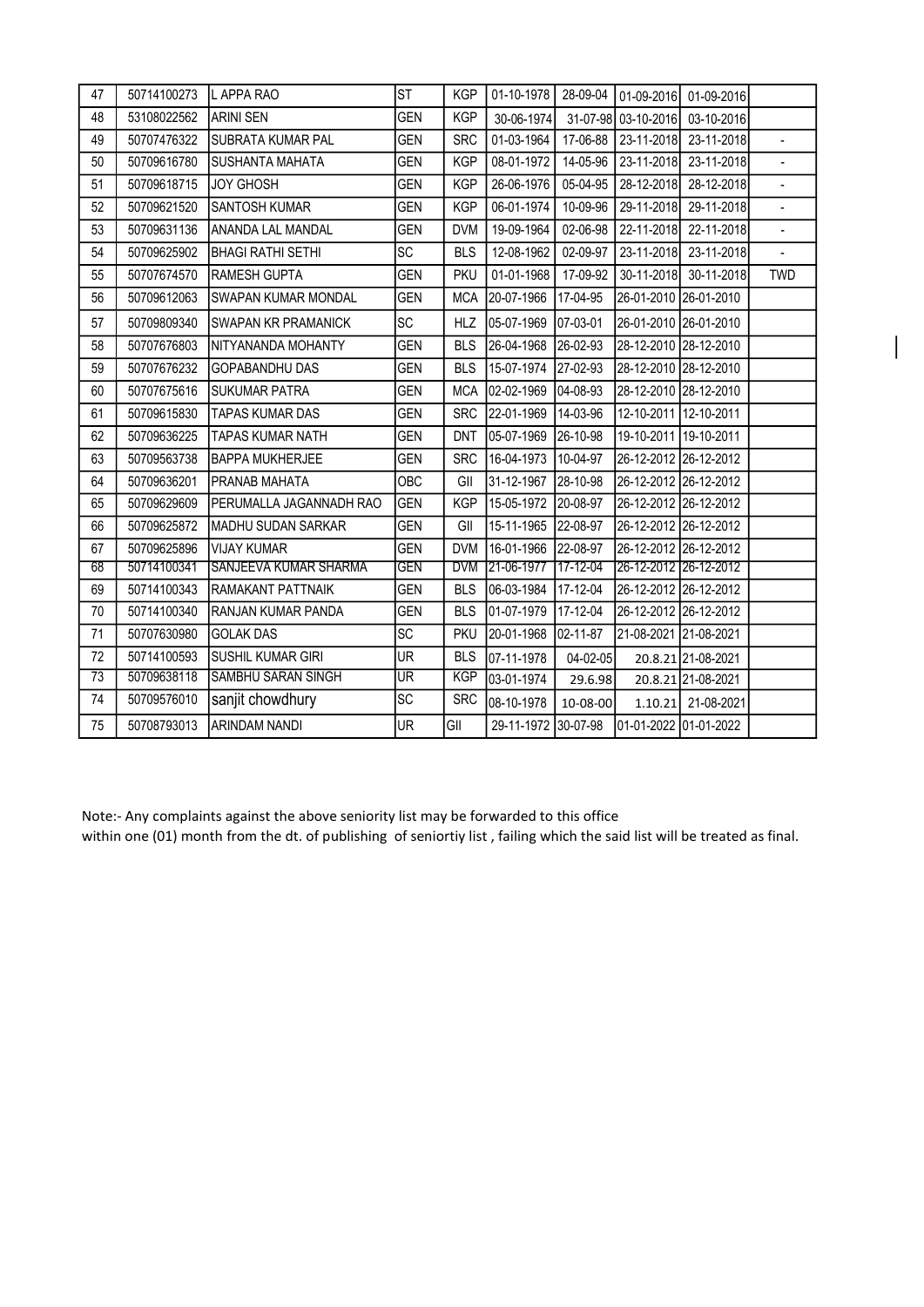| | | | | | | | | | |
|---|---|---|---|---|---|---|---|---|---|
| 47 | 50714100273 | L APPA RAO | ST | KGP | 01-10-1978 | 28-09-04 | 01-09-2016 | 01-09-2016 | |
| 48 | 53108022562 | ARINI SEN | GEN | KGP | 30-06-1974 | 31-07-98 | 03-10-2016 | 03-10-2016 | |
| 49 | 50707476322 | SUBRATA KUMAR PAL | GEN | SRC | 01-03-1964 | 17-06-88 | 23-11-2018 | 23-11-2018 | - |
| 50 | 50709616780 | SUSHANTA MAHATA | GEN | KGP | 08-01-1972 | 14-05-96 | 23-11-2018 | 23-11-2018 | - |
| 51 | 50709618715 | JOY GHOSH | GEN | KGP | 26-06-1976 | 05-04-95 | 28-12-2018 | 28-12-2018 | - |
| 52 | 50709621520 | SANTOSH KUMAR | GEN | KGP | 06-01-1974 | 10-09-96 | 29-11-2018 | 29-11-2018 | - |
| 53 | 50709631136 | ANANDA LAL MANDAL | GEN | DVM | 19-09-1964 | 02-06-98 | 22-11-2018 | 22-11-2018 | - |
| 54 | 50709625902 | BHAGI RATHI SETHI | SC | BLS | 12-08-1962 | 02-09-97 | 23-11-2018 | 23-11-2018 | - |
| 55 | 50707674570 | RAMESH GUPTA | GEN | PKU | 01-01-1968 | 17-09-92 | 30-11-2018 | 30-11-2018 | TWD |
| 56 | 50709612063 | SWAPAN KUMAR MONDAL | GEN | MCA | 20-07-1966 | 17-04-95 | 26-01-2010 | 26-01-2010 | |
| 57 | 50709809340 | SWAPAN KR PRAMANICK | SC | HLZ | 05-07-1969 | 07-03-01 | 26-01-2010 | 26-01-2010 | |
| 58 | 50707676803 | NITYANANDA MOHANTY | GEN | BLS | 26-04-1968 | 26-02-93 | 28-12-2010 | 28-12-2010 | |
| 59 | 50707676232 | GOPABANDHU DAS | GEN | BLS | 15-07-1974 | 27-02-93 | 28-12-2010 | 28-12-2010 | |
| 60 | 50707675616 | SUKUMAR PATRA | GEN | MCA | 02-02-1969 | 04-08-93 | 28-12-2010 | 28-12-2010 | |
| 61 | 50709615830 | TAPAS KUMAR DAS | GEN | SRC | 22-01-1969 | 14-03-96 | 12-10-2011 | 12-10-2011 | |
| 62 | 50709636225 | TAPAS KUMAR NATH | GEN | DNT | 05-07-1969 | 26-10-98 | 19-10-2011 | 19-10-2011 | |
| 63 | 50709563738 | BAPPA MUKHERJEE | GEN | SRC | 16-04-1973 | 10-04-97 | 26-12-2012 | 26-12-2012 | |
| 64 | 50709636201 | PRANAB MAHATA | OBC | GII | 31-12-1967 | 28-10-98 | 26-12-2012 | 26-12-2012 | |
| 65 | 50709629609 | PERUMALLA JAGANNADH RAO | GEN | KGP | 15-05-1972 | 20-08-97 | 26-12-2012 | 26-12-2012 | |
| 66 | 50709625872 | MADHU SUDAN SARKAR | GEN | GII | 15-11-1965 | 22-08-97 | 26-12-2012 | 26-12-2012 | |
| 67 | 50709625896 | VIJAY KUMAR | GEN | DVM | 16-01-1966 | 22-08-97 | 26-12-2012 | 26-12-2012 | |
| 68 | 50714100341 | SANJEEVA KUMAR SHARMA | GEN | DVM | 21-06-1977 | 17-12-04 | 26-12-2012 | 26-12-2012 | |
| 69 | 50714100343 | RAMAKANT PATTNAIK | GEN | BLS | 06-03-1984 | 17-12-04 | 26-12-2012 | 26-12-2012 | |
| 70 | 50714100340 | RANJAN KUMAR PANDA | GEN | BLS | 01-07-1979 | 17-12-04 | 26-12-2012 | 26-12-2012 | |
| 71 | 50707630980 | GOLAK DAS | SC | PKU | 20-01-1968 | 02-11-87 | 21-08-2021 | 21-08-2021 | |
| 72 | 50714100593 | SUSHIL KUMAR GIRI | UR | BLS | 07-11-1978 | 04-02-05 | 20.8.21 | 21-08-2021 | |
| 73 | 50709638118 | SAMBHU SARAN SINGH | UR | KGP | 03-01-1974 | 29.6.98 | 20.8.21 | 21-08-2021 | |
| 74 | 50709576010 | sanjit chowdhury | SC | SRC | 08-10-1978 | 10-08-00 | 1.10.21 | 21-08-2021 | |
| 75 | 50708793013 | ARINDAM NANDI | UR | GII | 29-11-1972 | 30-07-98 | 01-01-2022 | 01-01-2022 | |

Note:- Any complaints against the above seniority list may be forwarded to this office within one (01) month from the dt. of publishing of seniortiy list , failing which the said list will be treated as final.